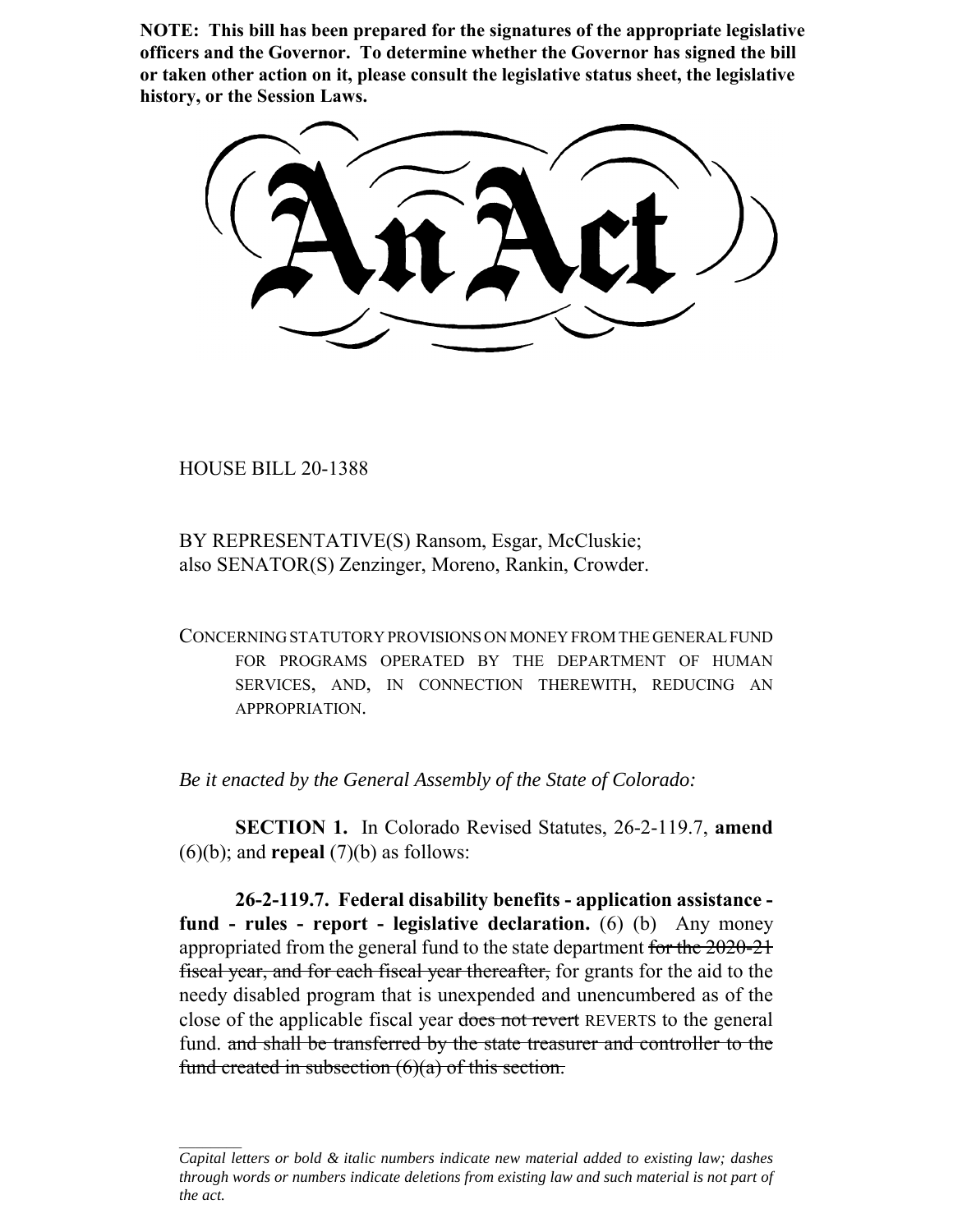**NOTE: This bill has been prepared for the signatures of the appropriate legislative officers and the Governor. To determine whether the Governor has signed the bill or taken other action on it, please consult the legislative status sheet, the legislative history, or the Session Laws.**

# An Act

HOUSE BILL 20-1388

BY REPRESENTATIVE(S) Ransom, Esgar, McCluskie;
also SENATOR(S) Zenzinger, Moreno, Rankin, Crowder.

CONCERNING STATUTORY PROVISIONS ON MONEY FROM THE GENERAL FUND FOR PROGRAMS OPERATED BY THE DEPARTMENT OF HUMAN SERVICES, AND, IN CONNECTION THEREWITH, REDUCING AN APPROPRIATION.

*Be it enacted by the General Assembly of the State of Colorado:*

**SECTION 1.** In Colorado Revised Statutes, 26-2-119.7, **amend** (6)(b); and **repeal** (7)(b) as follows:

**26-2-119.7. Federal disability benefits - application assistance - fund - rules - report - legislative declaration.** (6) (b) Any money appropriated from the general fund to the state department ~~for the 2020-21 fiscal year, and for each fiscal year thereafter,~~ for grants for the aid to the needy disabled program that is unexpended and unencumbered as of the close of the applicable fiscal year ~~does not revert~~ REVERTS to the general fund. ~~and shall be transferred by the state treasurer and controller to the fund created in subsection (6)(a) of this section.~~

*Capital letters or bold & italic numbers indicate new material added to existing law; dashes through words or numbers indicate deletions from existing law and such material is not part of the act.*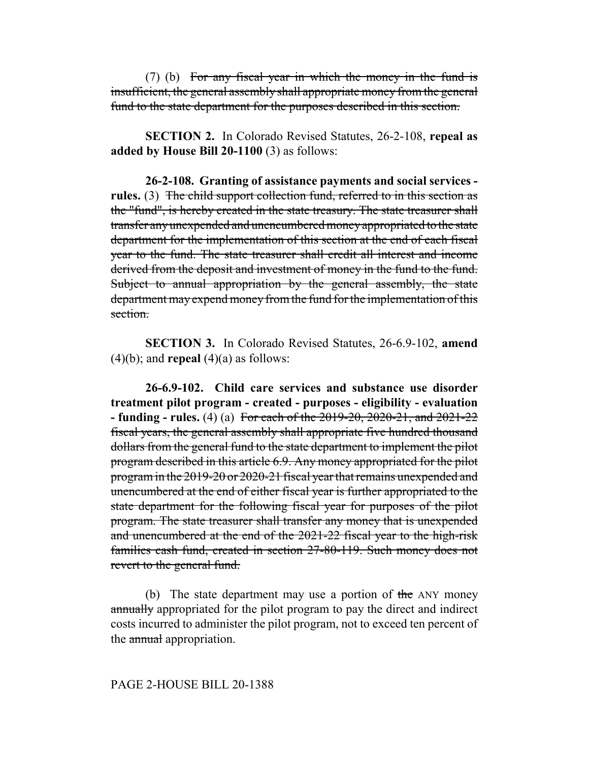(7) (b) ~~For any fiscal year in which the money in the fund is insufficient, the general assembly shall appropriate money from the general fund to the state department for the purposes described in this section.~~

**SECTION 2.** In Colorado Revised Statutes, 26-2-108, **repeal as added by House Bill 20-1100** (3) as follows:

**26-2-108. Granting of assistance payments and social services - rules.** (3) ~~The child support collection fund, referred to in this section as the "fund", is hereby created in the state treasury. The state treasurer shall transfer any unexpended and unencumbered money appropriated to the state department for the implementation of this section at the end of each fiscal year to the fund. The state treasurer shall credit all interest and income derived from the deposit and investment of money in the fund to the fund. Subject to annual appropriation by the general assembly, the state department may expend money from the fund for the implementation of this section.~~

**SECTION 3.** In Colorado Revised Statutes, 26-6.9-102, **amend** (4)(b); and **repeal** (4)(a) as follows:

**26-6.9-102. Child care services and substance use disorder treatment pilot program - created - purposes - eligibility - evaluation - funding - rules.** (4) (a) ~~For each of the 2019-20, 2020-21, and 2021-22 fiscal years, the general assembly shall appropriate five hundred thousand dollars from the general fund to the state department to implement the pilot program described in this article 6.9. Any money appropriated for the pilot program in the 2019-20 or 2020-21 fiscal year that remains unexpended and unencumbered at the end of either fiscal year is further appropriated to the state department for the following fiscal year for purposes of the pilot program. The state treasurer shall transfer any money that is unexpended and unencumbered at the end of the 2021-22 fiscal year to the high-risk families cash fund, created in section 27-80-119. Such money does not revert to the general fund.~~

(b) The state department may use a portion of ~~the~~ ANY money ~~annually~~ appropriated for the pilot program to pay the direct and indirect costs incurred to administer the pilot program, not to exceed ten percent of the ~~annual~~ appropriation.

PAGE 2-HOUSE BILL 20-1388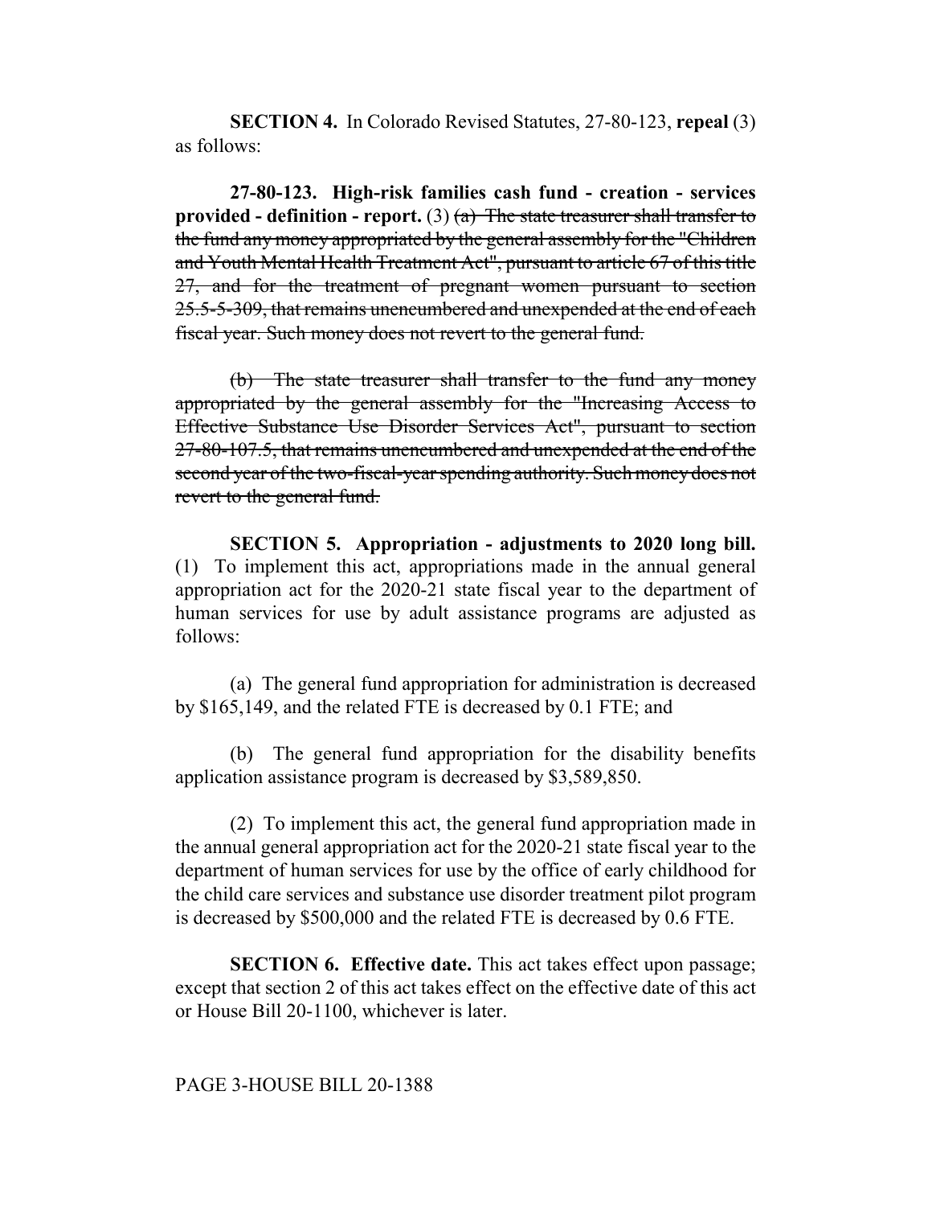**SECTION 4.** In Colorado Revised Statutes, 27-80-123, **repeal** (3) as follows:

**27-80-123. High-risk families cash fund - creation - services provided - definition - report.** (3) ~~(a) The state treasurer shall transfer to the fund any money appropriated by the general assembly for the "Children and Youth Mental Health Treatment Act", pursuant to article 67 of this title 27, and for the treatment of pregnant women pursuant to section 25.5-5-309, that remains unencumbered and unexpended at the end of each fiscal year. Such money does not revert to the general fund.~~

~~(b) The state treasurer shall transfer to the fund any money appropriated by the general assembly for the "Increasing Access to Effective Substance Use Disorder Services Act", pursuant to section 27-80-107.5, that remains unencumbered and unexpended at the end of the second year of the two-fiscal-year spending authority. Such money does not revert to the general fund.~~

**SECTION 5. Appropriation - adjustments to 2020 long bill.** (1) To implement this act, appropriations made in the annual general appropriation act for the 2020-21 state fiscal year to the department of human services for use by adult assistance programs are adjusted as follows:

(a) The general fund appropriation for administration is decreased by $165,149, and the related FTE is decreased by 0.1 FTE; and

(b) The general fund appropriation for the disability benefits application assistance program is decreased by $3,589,850.

(2) To implement this act, the general fund appropriation made in the annual general appropriation act for the 2020-21 state fiscal year to the department of human services for use by the office of early childhood for the child care services and substance use disorder treatment pilot program is decreased by $500,000 and the related FTE is decreased by 0.6 FTE.

**SECTION 6. Effective date.** This act takes effect upon passage; except that section 2 of this act takes effect on the effective date of this act or House Bill 20-1100, whichever is later.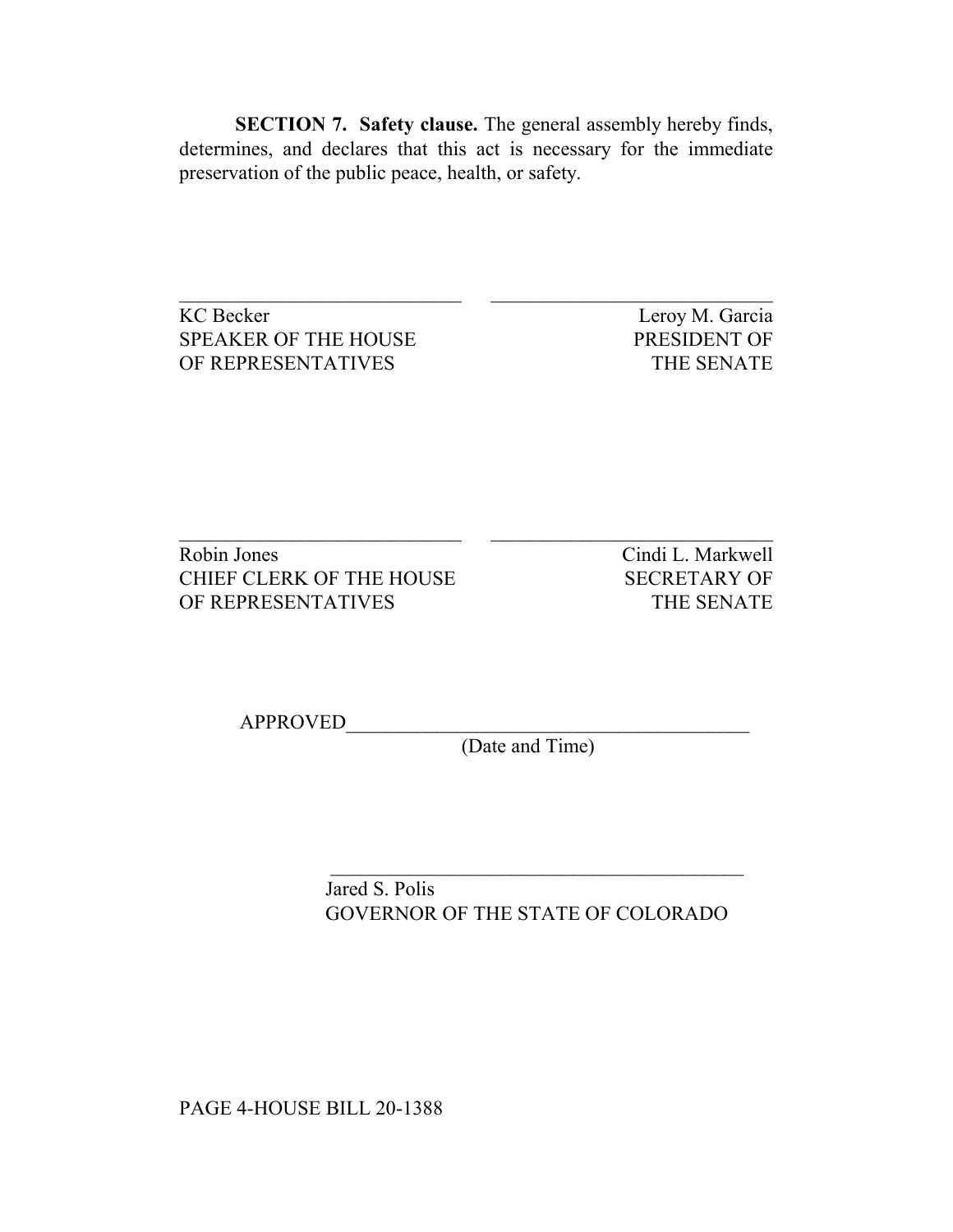**SECTION 7. Safety clause.** The general assembly hereby finds, determines, and declares that this act is necessary for the immediate preservation of the public peace, health, or safety.

| | |
|---|---|
| KC Becker<br>SPEAKER OF THE HOUSE<br>OF REPRESENTATIVES | Leroy M. Garcia<br>PRESIDENT OF<br>THE SENATE |
| Robin Jones<br>CHIEF CLERK OF THE HOUSE<br>OF REPRESENTATIVES | Cindi L. Markwell<br>SECRETARY OF<br>THE SENATE |

APPROVED________________________________________
(Date and Time)

_________________________________________
Jared S. Polis
GOVERNOR OF THE STATE OF COLORADO

PAGE 4-HOUSE BILL 20-1388